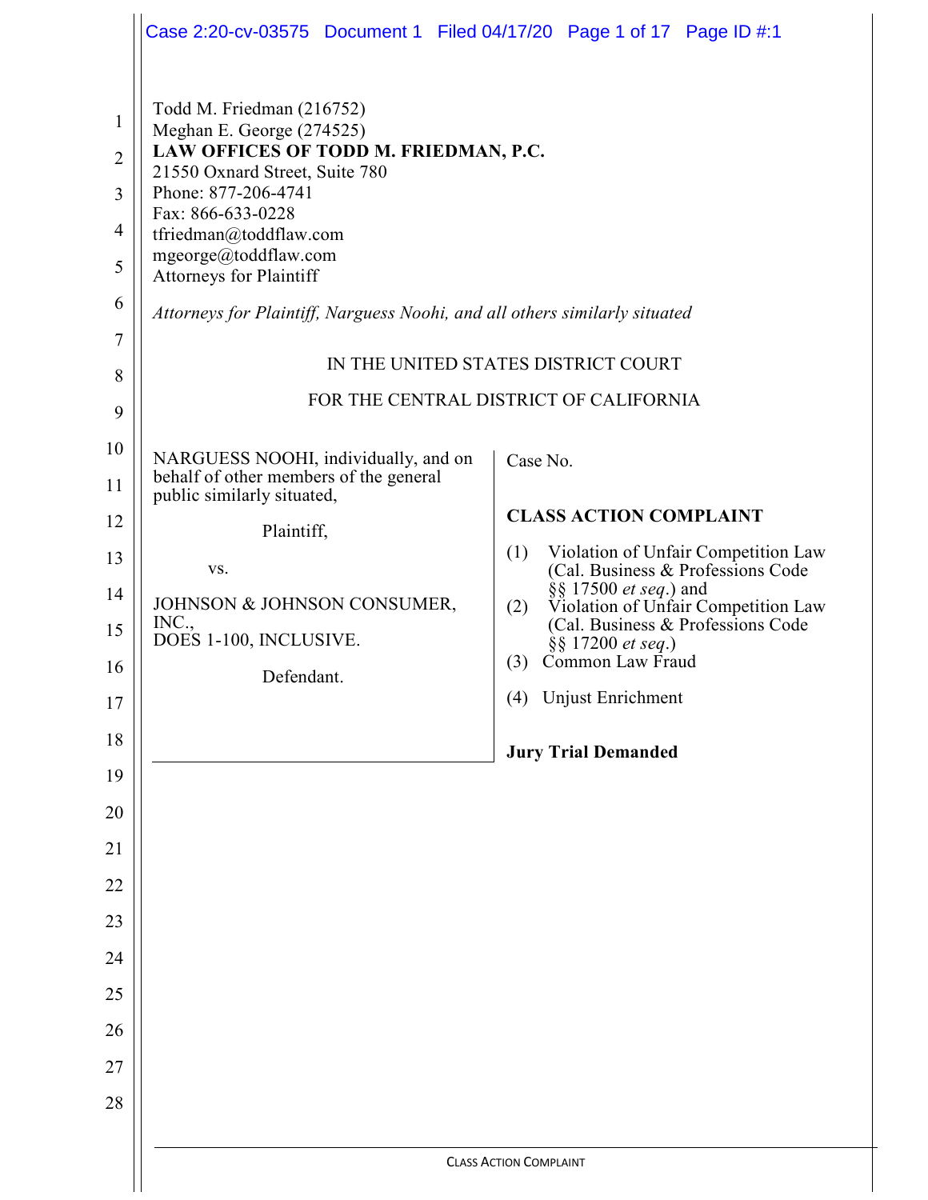Todd M. Friedman (216752)
Meghan E. George (274525)
**LAW OFFICES OF TODD M. FRIEDMAN, P.C.**
21550 Oxnard Street, Suite 780
Phone: 877-206-4741
Fax: 866-633-0228
tfriedman@toddflaw.com
mgeorge@toddflaw.com
Attorneys for Plaintiff

*Attorneys for Plaintiff, Narguess Noohi, and all others similarly situated*

IN THE UNITED STATES DISTRICT COURT

FOR THE CENTRAL DISTRICT OF CALIFORNIA

NARGUESS NOOHI, individually, and on behalf of other members of the general public similarly situated,

Plaintiff,

vs.

JOHNSON & JOHNSON CONSUMER, INC.,
DOES 1-100, INCLUSIVE.

Defendant.

Case No.

**CLASS ACTION COMPLAINT**

(1) Violation of Unfair Competition Law (Cal. Business & Professions Code §§ 17500 *et seq.*) and
(2) Violation of Unfair Competition Law (Cal. Business & Professions Code §§ 17200 *et seq.*)
(3) Common Law Fraud
(4) Unjust Enrichment

**Jury Trial Demanded**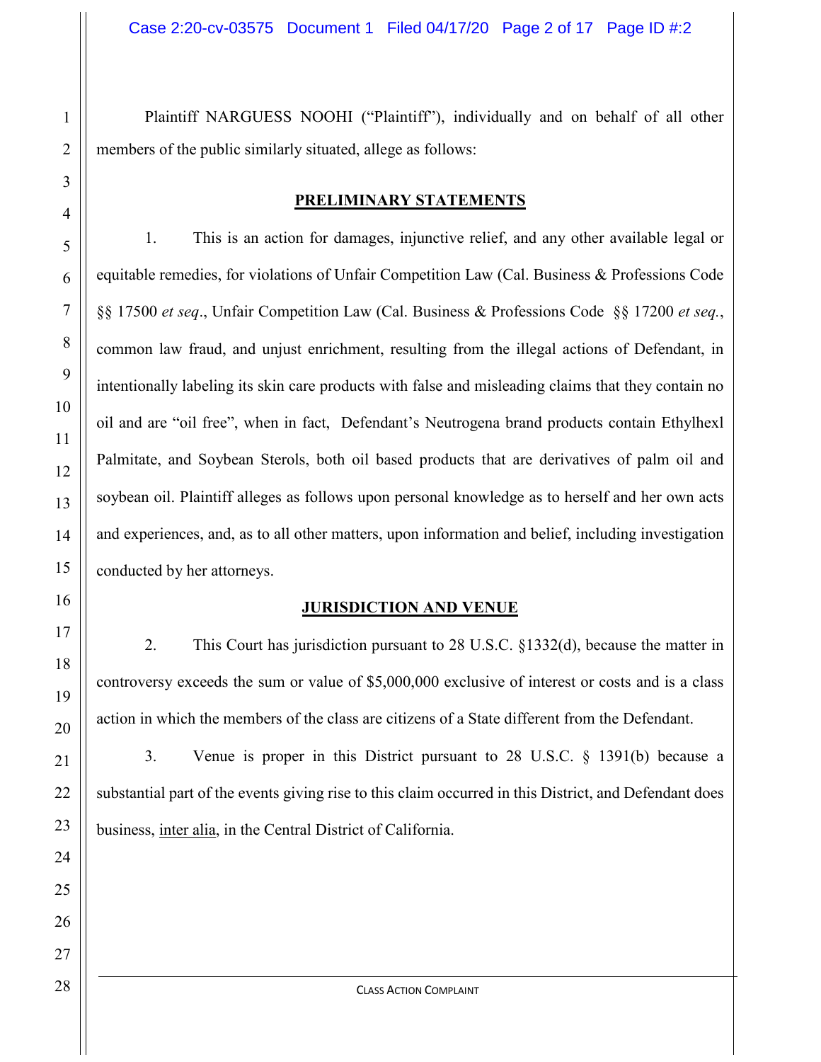Plaintiff NARGUESS NOOHI ("Plaintiff"), individually and on behalf of all other members of the public similarly situated, allege as follows:

## PRELIMINARY STATEMENTS

1. This is an action for damages, injunctive relief, and any other available legal or equitable remedies, for violations of Unfair Competition Law (Cal. Business & Professions Code §§ 17500 *et seq*., Unfair Competition Law (Cal. Business & Professions Code §§ 17200 *et seq.*, common law fraud, and unjust enrichment, resulting from the illegal actions of Defendant, in intentionally labeling its skin care products with false and misleading claims that they contain no oil and are "oil free", when in fact, Defendant's Neutrogena brand products contain Ethylhexl Palmitate, and Soybean Sterols, both oil based products that are derivatives of palm oil and soybean oil. Plaintiff alleges as follows upon personal knowledge as to herself and her own acts and experiences, and, as to all other matters, upon information and belief, including investigation conducted by her attorneys.

## JURISDICTION AND VENUE

2. This Court has jurisdiction pursuant to 28 U.S.C. §1332(d), because the matter in controversy exceeds the sum or value of $5,000,000 exclusive of interest or costs and is a class action in which the members of the class are citizens of a State different from the Defendant.

3. Venue is proper in this District pursuant to 28 U.S.C. § 1391(b) because a substantial part of the events giving rise to this claim occurred in this District, and Defendant does business, inter alia, in the Central District of California.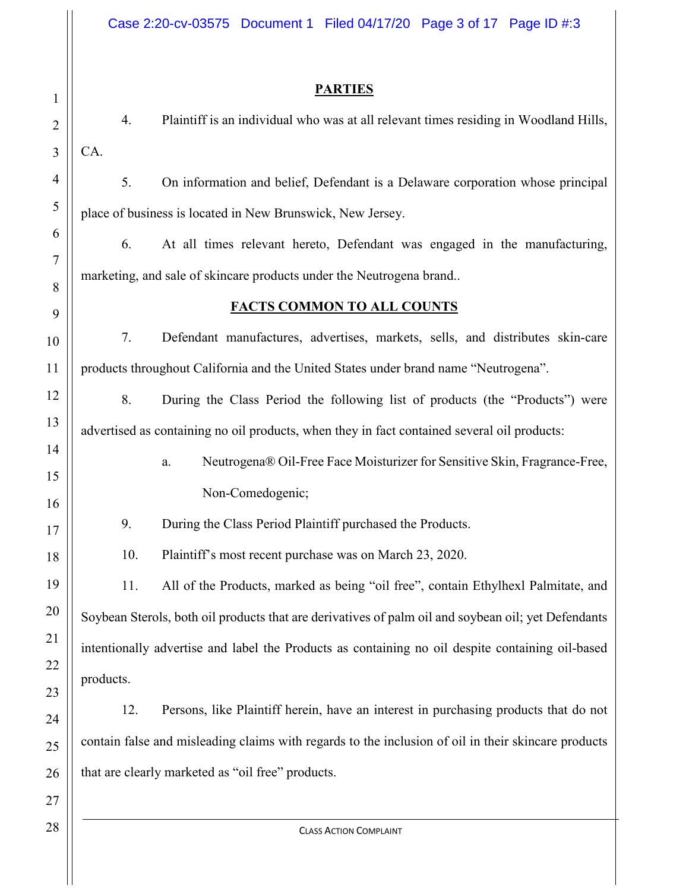## PARTIES

4. Plaintiff is an individual who was at all relevant times residing in Woodland Hills, CA.

5. On information and belief, Defendant is a Delaware corporation whose principal place of business is located in New Brunswick, New Jersey.

6. At all times relevant hereto, Defendant was engaged in the manufacturing, marketing, and sale of skincare products under the Neutrogena brand..

## FACTS COMMON TO ALL COUNTS

7. Defendant manufactures, advertises, markets, sells, and distributes skin-care products throughout California and the United States under brand name “Neutrogena”.

8. During the Class Period the following list of products (the “Products”) were advertised as containing no oil products, when they in fact contained several oil products:

   a. Neutrogena® Oil-Free Face Moisturizer for Sensitive Skin, Fragrance-Free, Non-Comedogenic;

9. During the Class Period Plaintiff purchased the Products.

10. Plaintiff’s most recent purchase was on March 23, 2020.

11. All of the Products, marked as being “oil free”, contain Ethylhexl Palmitate, and Soybean Sterols, both oil products that are derivatives of palm oil and soybean oil; yet Defendants intentionally advertise and label the Products as containing no oil despite containing oil-based products.

12. Persons, like Plaintiff herein, have an interest in purchasing products that do not contain false and misleading claims with regards to the inclusion of oil in their skincare products that are clearly marketed as “oil free” products.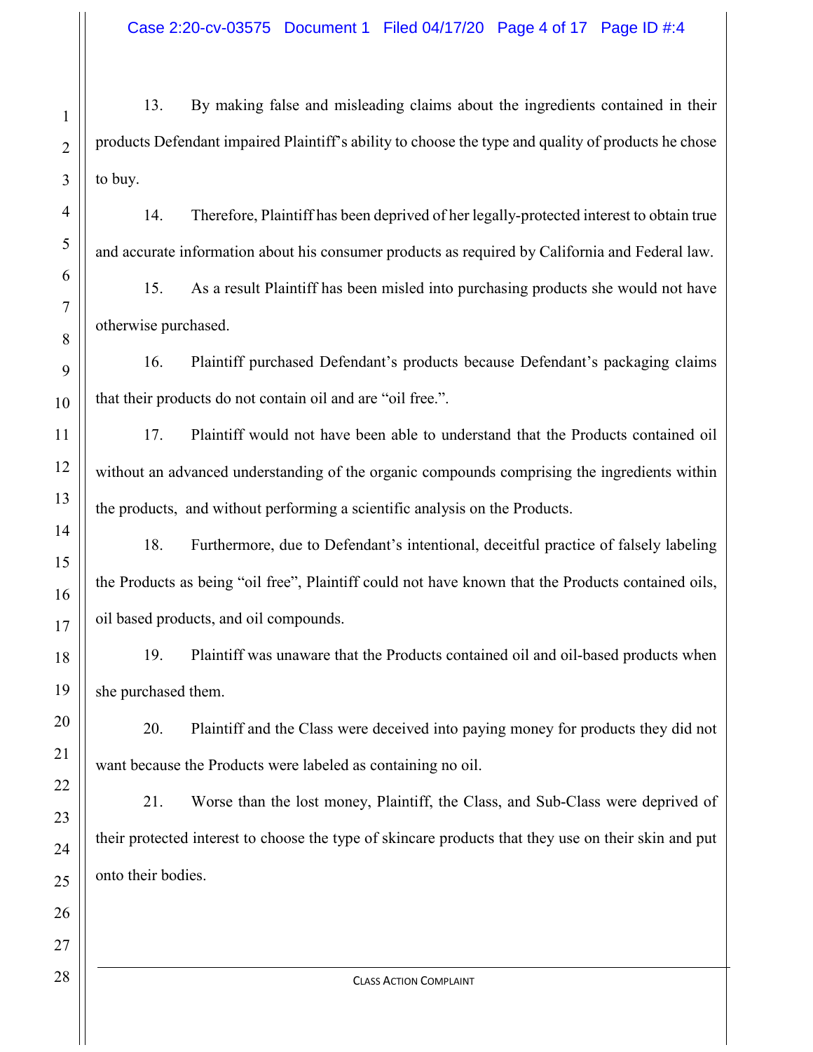13. By making false and misleading claims about the ingredients contained in their products Defendant impaired Plaintiff's ability to choose the type and quality of products he chose to buy.

14. Therefore, Plaintiff has been deprived of her legally-protected interest to obtain true and accurate information about his consumer products as required by California and Federal law.

15. As a result Plaintiff has been misled into purchasing products she would not have otherwise purchased.

16. Plaintiff purchased Defendant's products because Defendant's packaging claims that their products do not contain oil and are "oil free.".

17. Plaintiff would not have been able to understand that the Products contained oil without an advanced understanding of the organic compounds comprising the ingredients within the products,  and without performing a scientific analysis on the Products.

18. Furthermore, due to Defendant's intentional, deceitful practice of falsely labeling the Products as being "oil free", Plaintiff could not have known that the Products contained oils, oil based products, and oil compounds.

19. Plaintiff was unaware that the Products contained oil and oil-based products when she purchased them.

20. Plaintiff and the Class were deceived into paying money for products they did not want because the Products were labeled as containing no oil.

21. Worse than the lost money, Plaintiff, the Class, and Sub-Class were deprived of their protected interest to choose the type of skincare products that they use on their skin and put onto their bodies.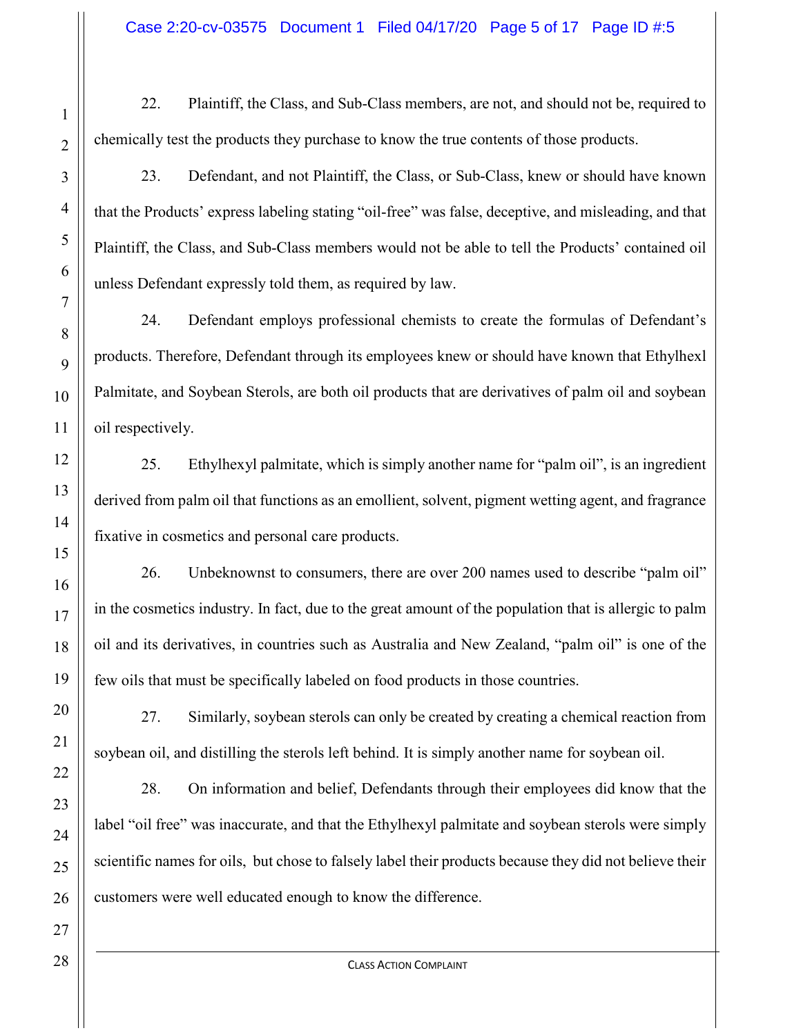22. Plaintiff, the Class, and Sub-Class members, are not, and should not be, required to chemically test the products they purchase to know the true contents of those products.

23. Defendant, and not Plaintiff, the Class, or Sub-Class, knew or should have known that the Products' express labeling stating "oil-free" was false, deceptive, and misleading, and that Plaintiff, the Class, and Sub-Class members would not be able to tell the Products' contained oil unless Defendant expressly told them, as required by law.

24. Defendant employs professional chemists to create the formulas of Defendant's products. Therefore, Defendant through its employees knew or should have known that Ethylhexl Palmitate, and Soybean Sterols, are both oil products that are derivatives of palm oil and soybean oil respectively.

25. Ethylhexyl palmitate, which is simply another name for "palm oil", is an ingredient derived from palm oil that functions as an emollient, solvent, pigment wetting agent, and fragrance fixative in cosmetics and personal care products.

26. Unbeknownst to consumers, there are over 200 names used to describe "palm oil" in the cosmetics industry. In fact, due to the great amount of the population that is allergic to palm oil and its derivatives, in countries such as Australia and New Zealand, "palm oil" is one of the few oils that must be specifically labeled on food products in those countries.

27. Similarly, soybean sterols can only be created by creating a chemical reaction from soybean oil, and distilling the sterols left behind. It is simply another name for soybean oil.

28. On information and belief, Defendants through their employees did know that the label "oil free" was inaccurate, and that the Ethylhexyl palmitate and soybean sterols were simply scientific names for oils, but chose to falsely label their products because they did not believe their customers were well educated enough to know the difference.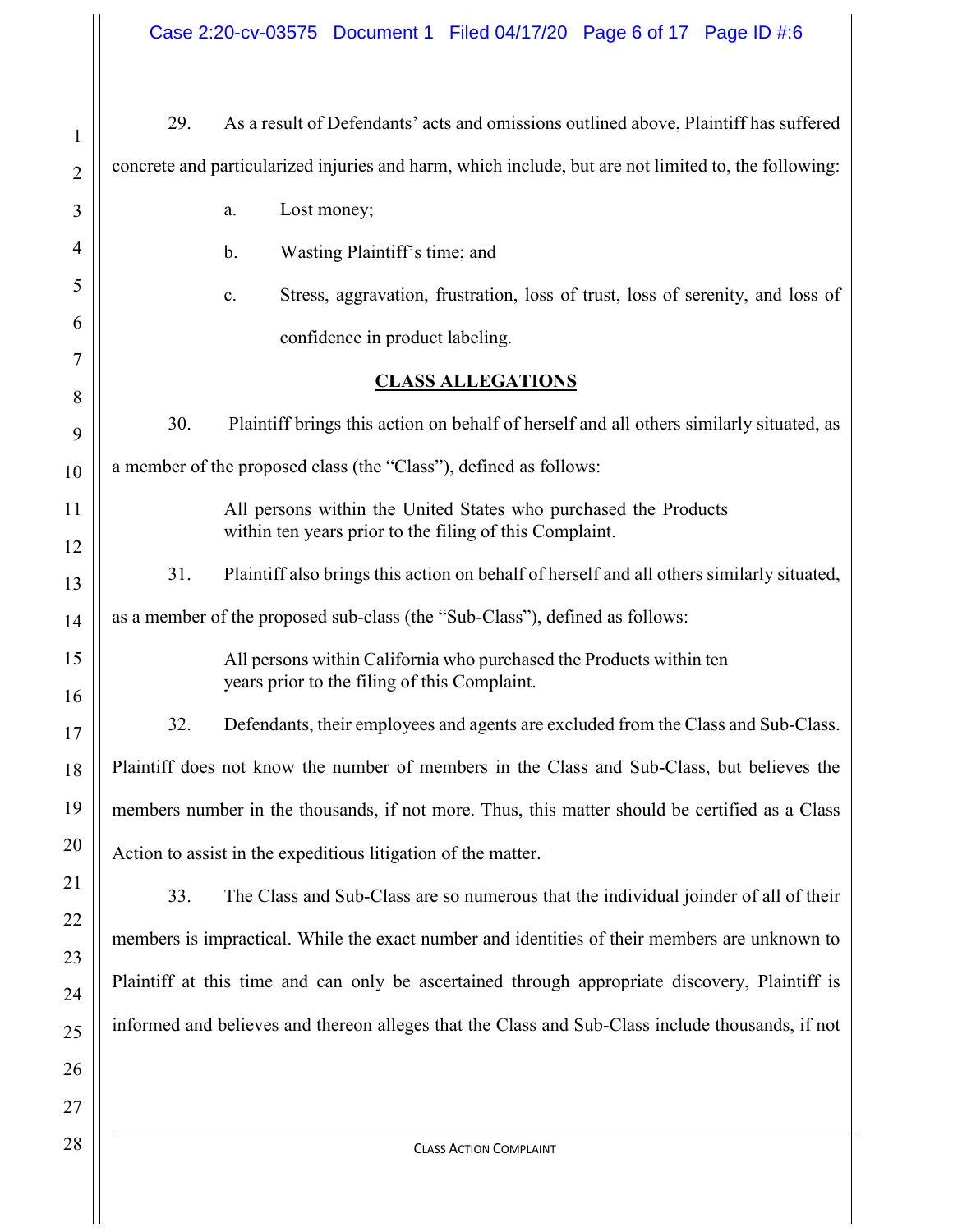29. As a result of Defendants' acts and omissions outlined above, Plaintiff has suffered concrete and particularized injuries and harm, which include, but are not limited to, the following:

a. Lost money;

b. Wasting Plaintiff's time; and

c. Stress, aggravation, frustration, loss of trust, loss of serenity, and loss of confidence in product labeling.

## CLASS ALLEGATIONS

30. Plaintiff brings this action on behalf of herself and all others similarly situated, as a member of the proposed class (the "Class"), defined as follows:

> All persons within the United States who purchased the Products within ten years prior to the filing of this Complaint.

31. Plaintiff also brings this action on behalf of herself and all others similarly situated, as a member of the proposed sub-class (the "Sub-Class"), defined as follows:

> All persons within California who purchased the Products within ten years prior to the filing of this Complaint.

32. Defendants, their employees and agents are excluded from the Class and Sub-Class. Plaintiff does not know the number of members in the Class and Sub-Class, but believes the members number in the thousands, if not more. Thus, this matter should be certified as a Class Action to assist in the expeditious litigation of the matter.

33. The Class and Sub-Class are so numerous that the individual joinder of all of their members is impractical. While the exact number and identities of their members are unknown to Plaintiff at this time and can only be ascertained through appropriate discovery, Plaintiff is informed and believes and thereon alleges that the Class and Sub-Class include thousands, if not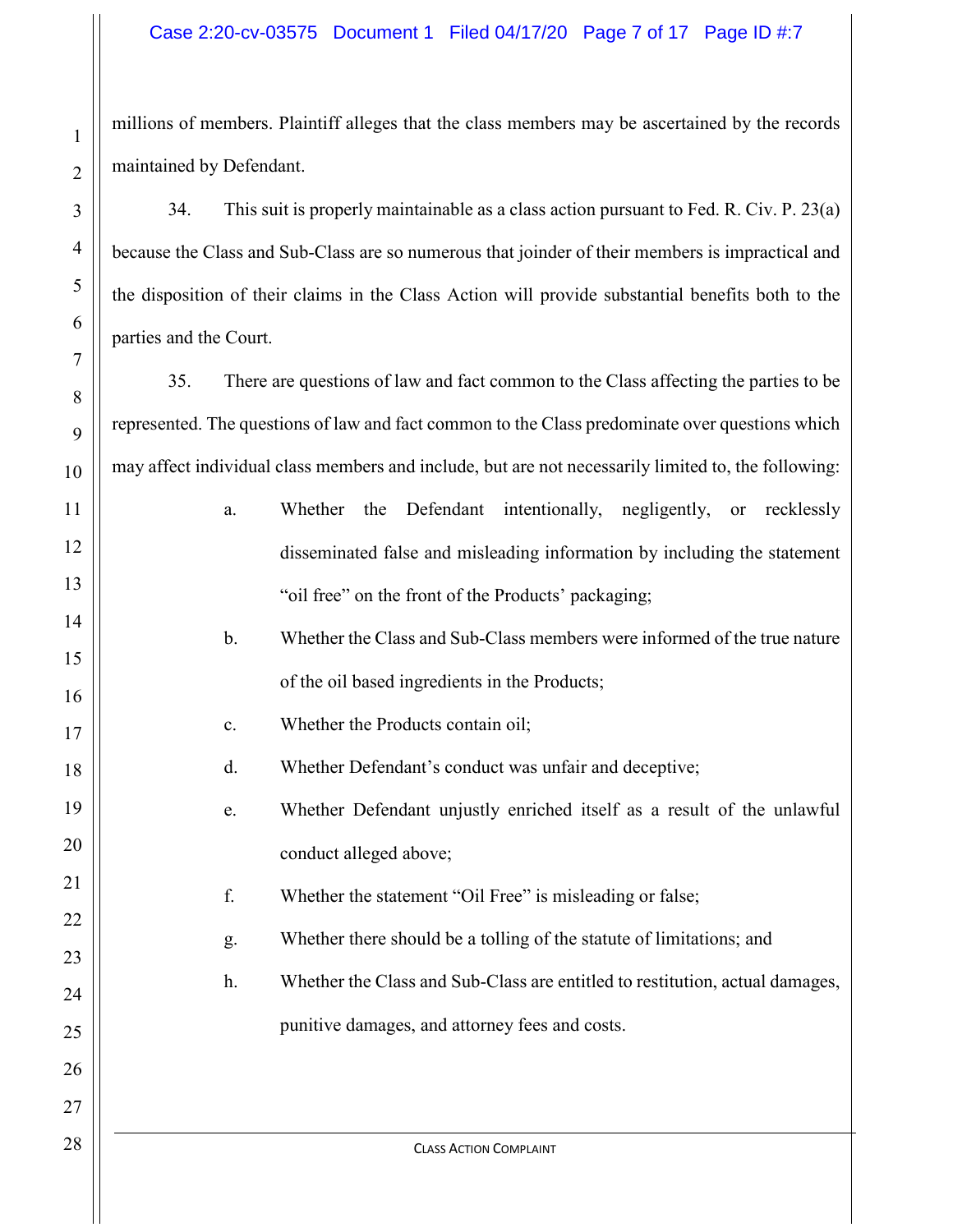millions of members. Plaintiff alleges that the class members may be ascertained by the records maintained by Defendant.

34. This suit is properly maintainable as a class action pursuant to Fed. R. Civ. P. 23(a) because the Class and Sub-Class are so numerous that joinder of their members is impractical and the disposition of their claims in the Class Action will provide substantial benefits both to the parties and the Court.

35. There are questions of law and fact common to the Class affecting the parties to be represented. The questions of law and fact common to the Class predominate over questions which may affect individual class members and include, but are not necessarily limited to, the following:

a. Whether the Defendant intentionally, negligently, or recklessly disseminated false and misleading information by including the statement "oil free" on the front of the Products' packaging;

b. Whether the Class and Sub-Class members were informed of the true nature of the oil based ingredients in the Products;

c. Whether the Products contain oil;

d. Whether Defendant's conduct was unfair and deceptive;

e. Whether Defendant unjustly enriched itself as a result of the unlawful conduct alleged above;

f. Whether the statement "Oil Free" is misleading or false;

g. Whether there should be a tolling of the statute of limitations; and

h. Whether the Class and Sub-Class are entitled to restitution, actual damages, punitive damages, and attorney fees and costs.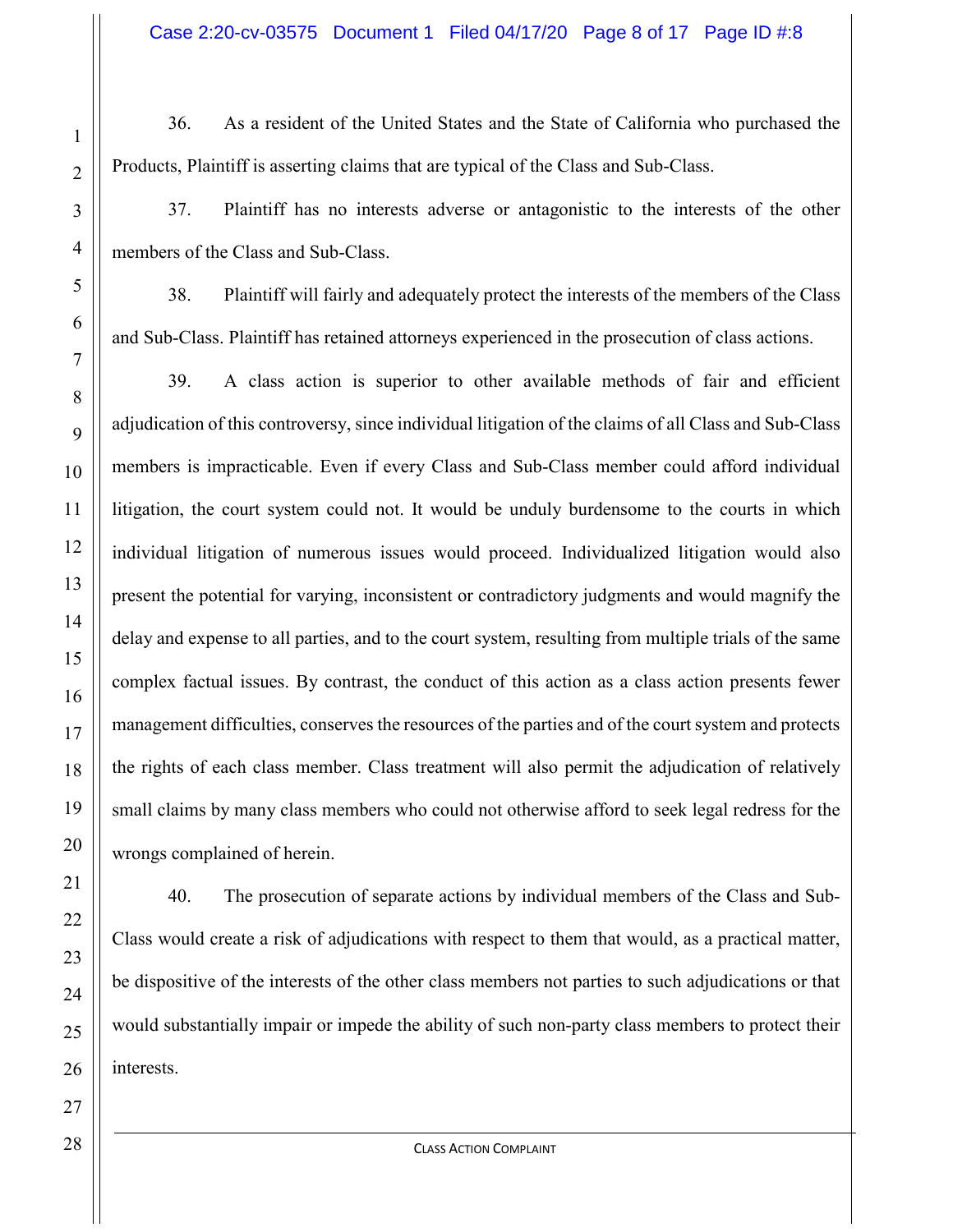36. As a resident of the United States and the State of California who purchased the Products, Plaintiff is asserting claims that are typical of the Class and Sub-Class.

37. Plaintiff has no interests adverse or antagonistic to the interests of the other members of the Class and Sub-Class.

38. Plaintiff will fairly and adequately protect the interests of the members of the Class and Sub-Class. Plaintiff has retained attorneys experienced in the prosecution of class actions.

39. A class action is superior to other available methods of fair and efficient adjudication of this controversy, since individual litigation of the claims of all Class and Sub-Class members is impracticable. Even if every Class and Sub-Class member could afford individual litigation, the court system could not. It would be unduly burdensome to the courts in which individual litigation of numerous issues would proceed. Individualized litigation would also present the potential for varying, inconsistent or contradictory judgments and would magnify the delay and expense to all parties, and to the court system, resulting from multiple trials of the same complex factual issues. By contrast, the conduct of this action as a class action presents fewer management difficulties, conserves the resources of the parties and of the court system and protects the rights of each class member. Class treatment will also permit the adjudication of relatively small claims by many class members who could not otherwise afford to seek legal redress for the wrongs complained of herein.

40. The prosecution of separate actions by individual members of the Class and Sub-Class would create a risk of adjudications with respect to them that would, as a practical matter, be dispositive of the interests of the other class members not parties to such adjudications or that would substantially impair or impede the ability of such non-party class members to protect their interests.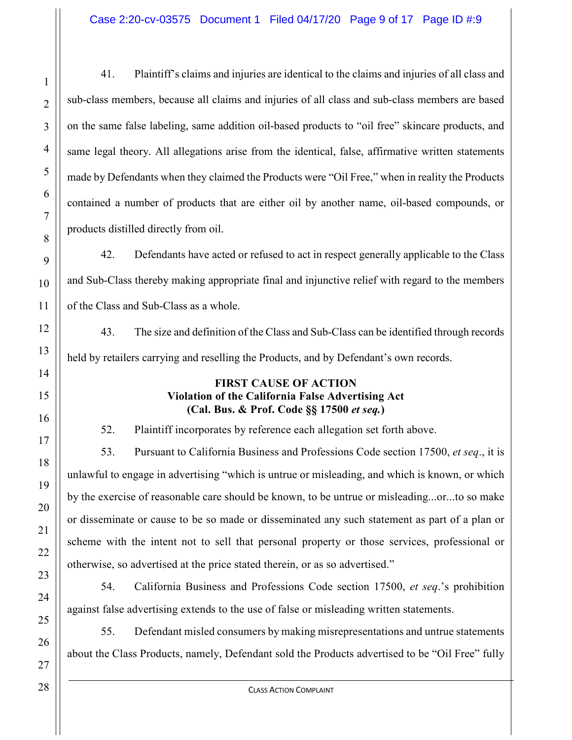41. Plaintiff's claims and injuries are identical to the claims and injuries of all class and sub-class members, because all claims and injuries of all class and sub-class members are based on the same false labeling, same addition oil-based products to "oil free" skincare products, and same legal theory. All allegations arise from the identical, false, affirmative written statements made by Defendants when they claimed the Products were "Oil Free," when in reality the Products contained a number of products that are either oil by another name, oil-based compounds, or products distilled directly from oil.

42. Defendants have acted or refused to act in respect generally applicable to the Class and Sub-Class thereby making appropriate final and injunctive relief with regard to the members of the Class and Sub-Class as a whole.

43. The size and definition of the Class and Sub-Class can be identified through records held by retailers carrying and reselling the Products, and by Defendant's own records.

**FIRST CAUSE OF ACTION**
**Violation of the California False Advertising Act**
**(Cal. Bus. & Prof. Code §§ 17500 *et seq.*)**

52. Plaintiff incorporates by reference each allegation set forth above.

53. Pursuant to California Business and Professions Code section 17500, *et seq*., it is unlawful to engage in advertising "which is untrue or misleading, and which is known, or which by the exercise of reasonable care should be known, to be untrue or misleading...or...to so make or disseminate or cause to be so made or disseminated any such statement as part of a plan or scheme with the intent not to sell that personal property or those services, professional or otherwise, so advertised at the price stated therein, or as so advertised."

54. California Business and Professions Code section 17500, *et seq*.'s prohibition against false advertising extends to the use of false or misleading written statements.

55. Defendant misled consumers by making misrepresentations and untrue statements about the Class Products, namely, Defendant sold the Products advertised to be "Oil Free" fully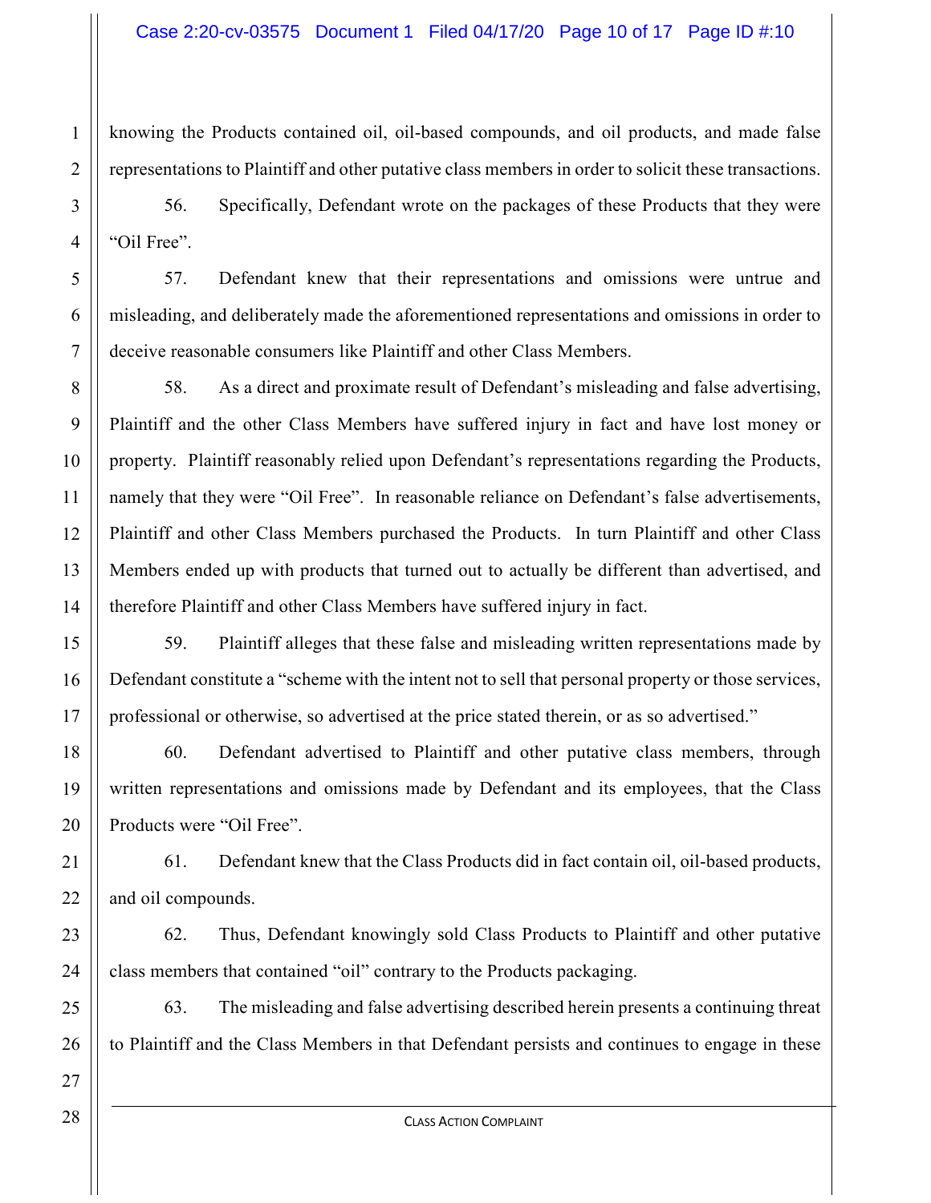knowing the Products contained oil, oil-based compounds, and oil products, and made false representations to Plaintiff and other putative class members in order to solicit these transactions.

56. Specifically, Defendant wrote on the packages of these Products that they were "Oil Free".

57. Defendant knew that their representations and omissions were untrue and misleading, and deliberately made the aforementioned representations and omissions in order to deceive reasonable consumers like Plaintiff and other Class Members.

58. As a direct and proximate result of Defendant's misleading and false advertising, Plaintiff and the other Class Members have suffered injury in fact and have lost money or property. Plaintiff reasonably relied upon Defendant's representations regarding the Products, namely that they were "Oil Free". In reasonable reliance on Defendant's false advertisements, Plaintiff and other Class Members purchased the Products. In turn Plaintiff and other Class Members ended up with products that turned out to actually be different than advertised, and therefore Plaintiff and other Class Members have suffered injury in fact.

59. Plaintiff alleges that these false and misleading written representations made by Defendant constitute a "scheme with the intent not to sell that personal property or those services, professional or otherwise, so advertised at the price stated therein, or as so advertised."

60. Defendant advertised to Plaintiff and other putative class members, through written representations and omissions made by Defendant and its employees, that the Class Products were "Oil Free".

61. Defendant knew that the Class Products did in fact contain oil, oil-based products, and oil compounds.

62. Thus, Defendant knowingly sold Class Products to Plaintiff and other putative class members that contained "oil" contrary to the Products packaging.

63. The misleading and false advertising described herein presents a continuing threat to Plaintiff and the Class Members in that Defendant persists and continues to engage in these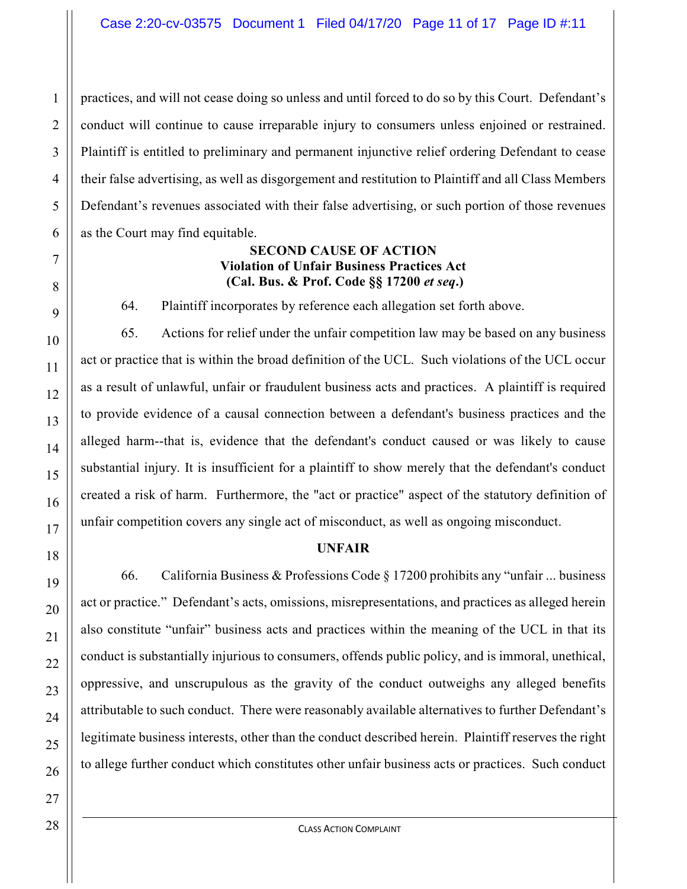practices, and will not cease doing so unless and until forced to do so by this Court. Defendant's conduct will continue to cause irreparable injury to consumers unless enjoined or restrained. Plaintiff is entitled to preliminary and permanent injunctive relief ordering Defendant to cease their false advertising, as well as disgorgement and restitution to Plaintiff and all Class Members Defendant's revenues associated with their false advertising, or such portion of those revenues as the Court may find equitable.

**SECOND CAUSE OF ACTION**
**Violation of Unfair Business Practices Act**
**(Cal. Bus. & Prof. Code §§ 17200 *et seq*.)**

64. Plaintiff incorporates by reference each allegation set forth above.

65. Actions for relief under the unfair competition law may be based on any business act or practice that is within the broad definition of the UCL. Such violations of the UCL occur as a result of unlawful, unfair or fraudulent business acts and practices. A plaintiff is required to provide evidence of a causal connection between a defendant's business practices and the alleged harm--that is, evidence that the defendant's conduct caused or was likely to cause substantial injury. It is insufficient for a plaintiff to show merely that the defendant's conduct created a risk of harm. Furthermore, the "act or practice" aspect of the statutory definition of unfair competition covers any single act of misconduct, as well as ongoing misconduct.

**UNFAIR**

66. California Business & Professions Code § 17200 prohibits any "unfair ... business act or practice." Defendant's acts, omissions, misrepresentations, and practices as alleged herein also constitute "unfair" business acts and practices within the meaning of the UCL in that its conduct is substantially injurious to consumers, offends public policy, and is immoral, unethical, oppressive, and unscrupulous as the gravity of the conduct outweighs any alleged benefits attributable to such conduct. There were reasonably available alternatives to further Defendant's legitimate business interests, other than the conduct described herein. Plaintiff reserves the right to allege further conduct which constitutes other unfair business acts or practices. Such conduct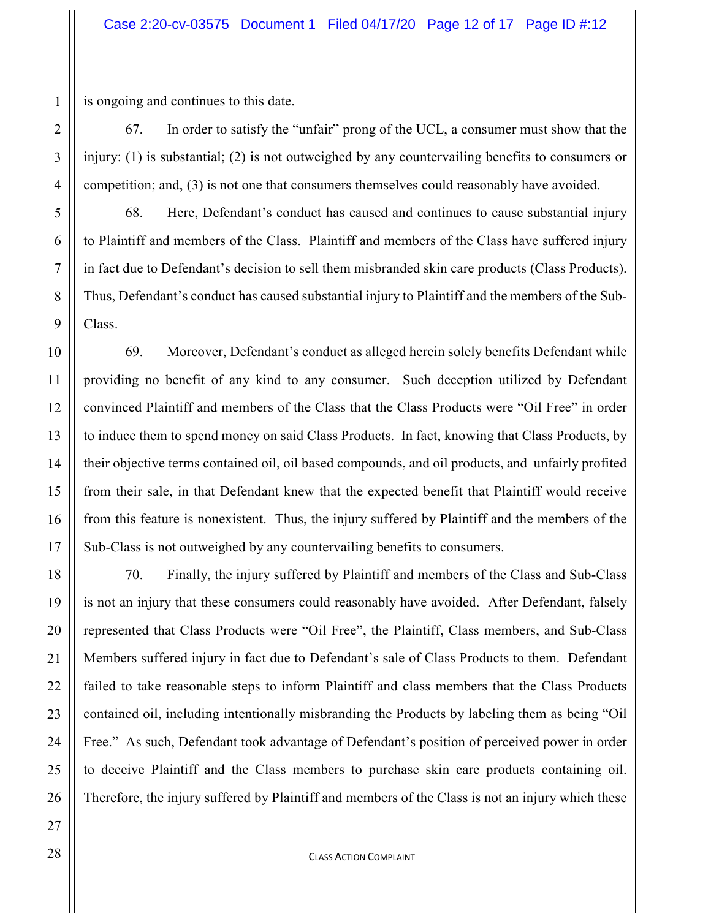is ongoing and continues to this date.

67. In order to satisfy the "unfair" prong of the UCL, a consumer must show that the injury: (1) is substantial; (2) is not outweighed by any countervailing benefits to consumers or competition; and, (3) is not one that consumers themselves could reasonably have avoided.

68. Here, Defendant's conduct has caused and continues to cause substantial injury to Plaintiff and members of the Class. Plaintiff and members of the Class have suffered injury in fact due to Defendant's decision to sell them misbranded skin care products (Class Products). Thus, Defendant's conduct has caused substantial injury to Plaintiff and the members of the Sub-Class.

69. Moreover, Defendant's conduct as alleged herein solely benefits Defendant while providing no benefit of any kind to any consumer. Such deception utilized by Defendant convinced Plaintiff and members of the Class that the Class Products were "Oil Free" in order to induce them to spend money on said Class Products. In fact, knowing that Class Products, by their objective terms contained oil, oil based compounds, and oil products, and unfairly profited from their sale, in that Defendant knew that the expected benefit that Plaintiff would receive from this feature is nonexistent. Thus, the injury suffered by Plaintiff and the members of the Sub-Class is not outweighed by any countervailing benefits to consumers.

70. Finally, the injury suffered by Plaintiff and members of the Class and Sub-Class is not an injury that these consumers could reasonably have avoided. After Defendant, falsely represented that Class Products were "Oil Free", the Plaintiff, Class members, and Sub-Class Members suffered injury in fact due to Defendant's sale of Class Products to them. Defendant failed to take reasonable steps to inform Plaintiff and class members that the Class Products contained oil, including intentionally misbranding the Products by labeling them as being "Oil Free." As such, Defendant took advantage of Defendant's position of perceived power in order to deceive Plaintiff and the Class members to purchase skin care products containing oil. Therefore, the injury suffered by Plaintiff and members of the Class is not an injury which these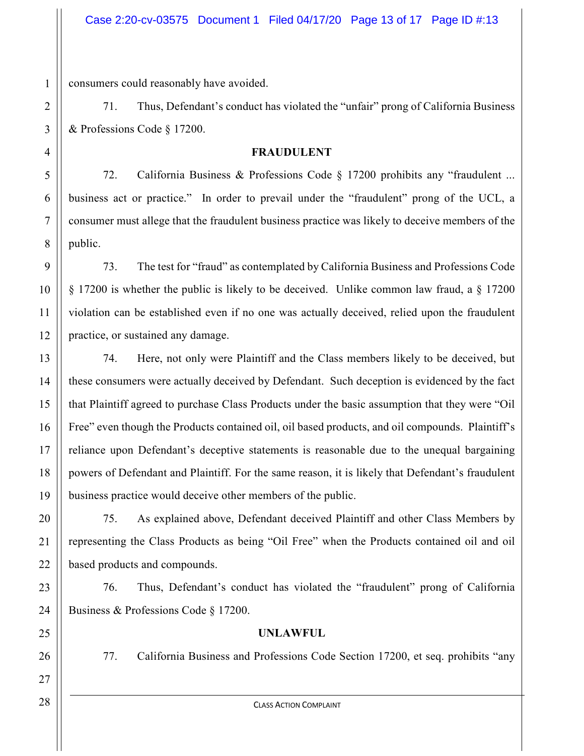consumers could reasonably have avoided.

71. Thus, Defendant's conduct has violated the "unfair" prong of California Business & Professions Code § 17200.

**FRAUDULENT**

72. California Business & Professions Code § 17200 prohibits any "fraudulent ... business act or practice." In order to prevail under the "fraudulent" prong of the UCL, a consumer must allege that the fraudulent business practice was likely to deceive members of the public.

73. The test for "fraud" as contemplated by California Business and Professions Code § 17200 is whether the public is likely to be deceived. Unlike common law fraud, a § 17200 violation can be established even if no one was actually deceived, relied upon the fraudulent practice, or sustained any damage.

74. Here, not only were Plaintiff and the Class members likely to be deceived, but these consumers were actually deceived by Defendant. Such deception is evidenced by the fact that Plaintiff agreed to purchase Class Products under the basic assumption that they were "Oil Free" even though the Products contained oil, oil based products, and oil compounds. Plaintiff's reliance upon Defendant's deceptive statements is reasonable due to the unequal bargaining powers of Defendant and Plaintiff. For the same reason, it is likely that Defendant's fraudulent business practice would deceive other members of the public.

75. As explained above, Defendant deceived Plaintiff and other Class Members by representing the Class Products as being "Oil Free" when the Products contained oil and oil based products and compounds.

76. Thus, Defendant's conduct has violated the "fraudulent" prong of California Business & Professions Code § 17200.

**UNLAWFUL**

77. California Business and Professions Code Section 17200, et seq. prohibits "any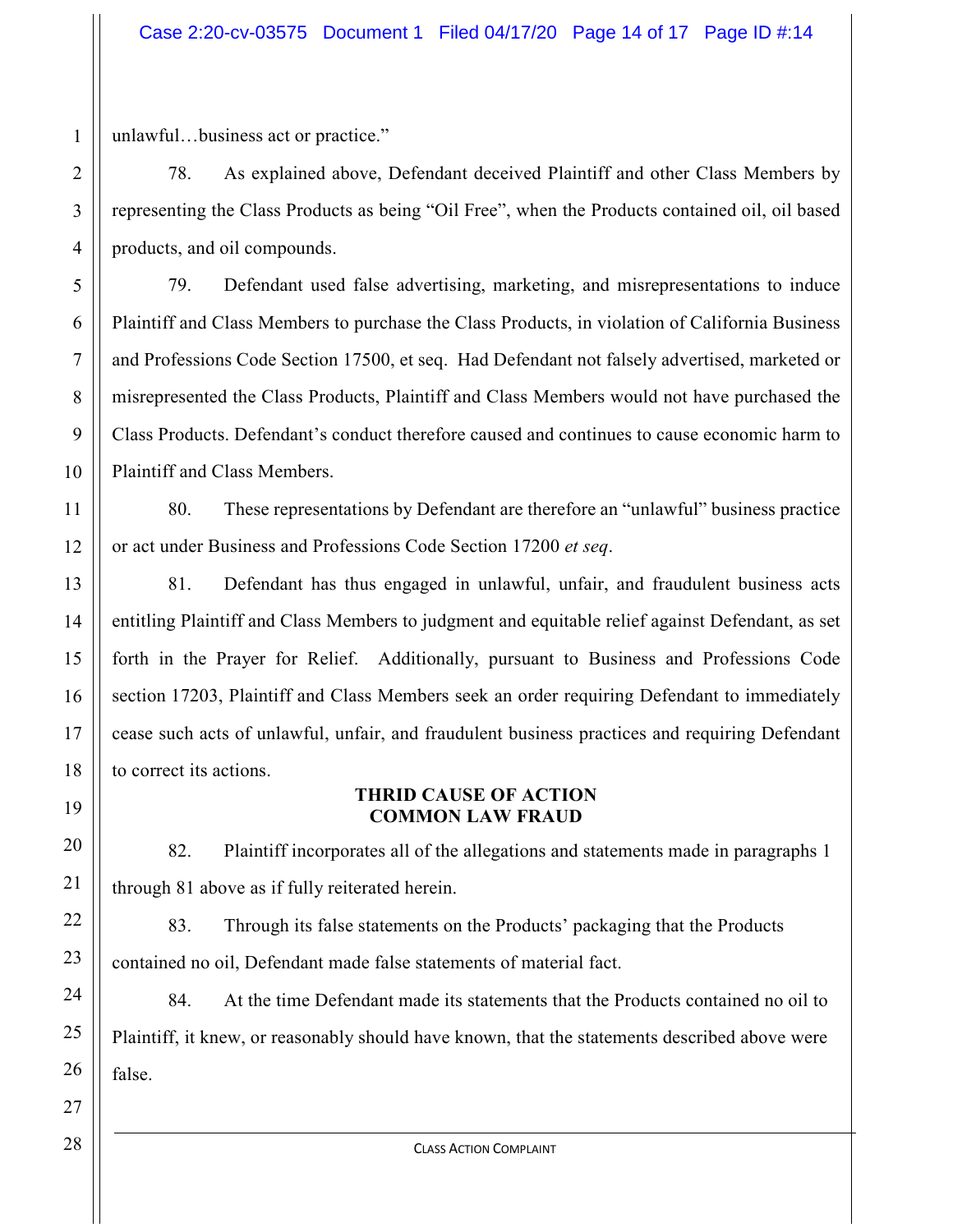unlawful…business act or practice."

78. As explained above, Defendant deceived Plaintiff and other Class Members by representing the Class Products as being "Oil Free", when the Products contained oil, oil based products, and oil compounds.

79. Defendant used false advertising, marketing, and misrepresentations to induce Plaintiff and Class Members to purchase the Class Products, in violation of California Business and Professions Code Section 17500, et seq. Had Defendant not falsely advertised, marketed or misrepresented the Class Products, Plaintiff and Class Members would not have purchased the Class Products. Defendant's conduct therefore caused and continues to cause economic harm to Plaintiff and Class Members.

80. These representations by Defendant are therefore an "unlawful" business practice or act under Business and Professions Code Section 17200 *et seq*.

81. Defendant has thus engaged in unlawful, unfair, and fraudulent business acts entitling Plaintiff and Class Members to judgment and equitable relief against Defendant, as set forth in the Prayer for Relief. Additionally, pursuant to Business and Professions Code section 17203, Plaintiff and Class Members seek an order requiring Defendant to immediately cease such acts of unlawful, unfair, and fraudulent business practices and requiring Defendant to correct its actions.

**THRID CAUSE OF ACTION**
**COMMON LAW FRAUD**

82. Plaintiff incorporates all of the allegations and statements made in paragraphs 1 through 81 above as if fully reiterated herein.

83. Through its false statements on the Products' packaging that the Products contained no oil, Defendant made false statements of material fact.

84. At the time Defendant made its statements that the Products contained no oil to Plaintiff, it knew, or reasonably should have known, that the statements described above were false.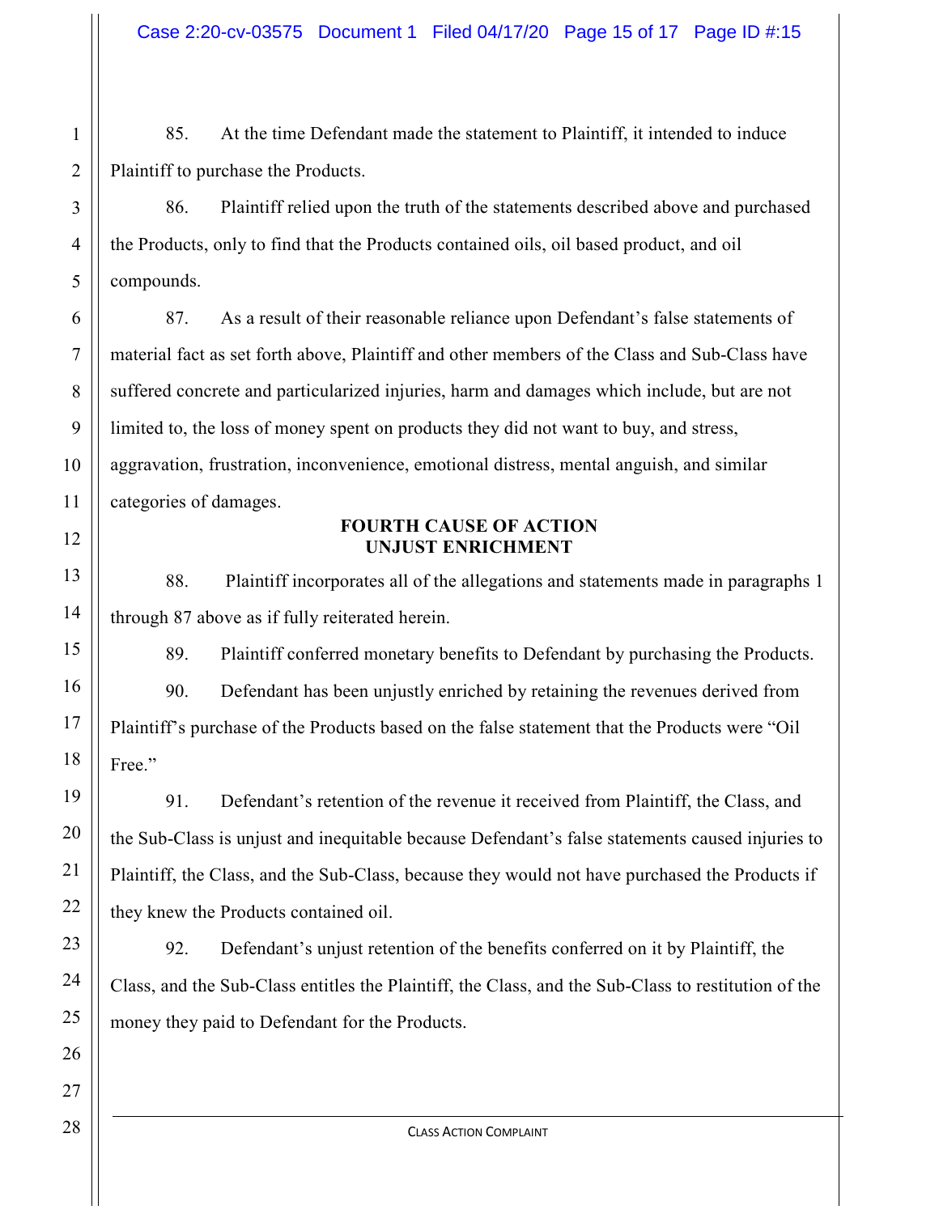85. At the time Defendant made the statement to Plaintiff, it intended to induce Plaintiff to purchase the Products.

86. Plaintiff relied upon the truth of the statements described above and purchased the Products, only to find that the Products contained oils, oil based product, and oil compounds.

87. As a result of their reasonable reliance upon Defendant's false statements of material fact as set forth above, Plaintiff and other members of the Class and Sub-Class have suffered concrete and particularized injuries, harm and damages which include, but are not limited to, the loss of money spent on products they did not want to buy, and stress, aggravation, frustration, inconvenience, emotional distress, mental anguish, and similar categories of damages.

**FOURTH CAUSE OF ACTION**
**UNJUST ENRICHMENT**

88. Plaintiff incorporates all of the allegations and statements made in paragraphs 1 through 87 above as if fully reiterated herein.

89. Plaintiff conferred monetary benefits to Defendant by purchasing the Products.

90. Defendant has been unjustly enriched by retaining the revenues derived from Plaintiff's purchase of the Products based on the false statement that the Products were "Oil Free."

91. Defendant's retention of the revenue it received from Plaintiff, the Class, and the Sub-Class is unjust and inequitable because Defendant's false statements caused injuries to Plaintiff, the Class, and the Sub-Class, because they would not have purchased the Products if they knew the Products contained oil.

92. Defendant's unjust retention of the benefits conferred on it by Plaintiff, the Class, and the Sub-Class entitles the Plaintiff, the Class, and the Sub-Class to restitution of the money they paid to Defendant for the Products.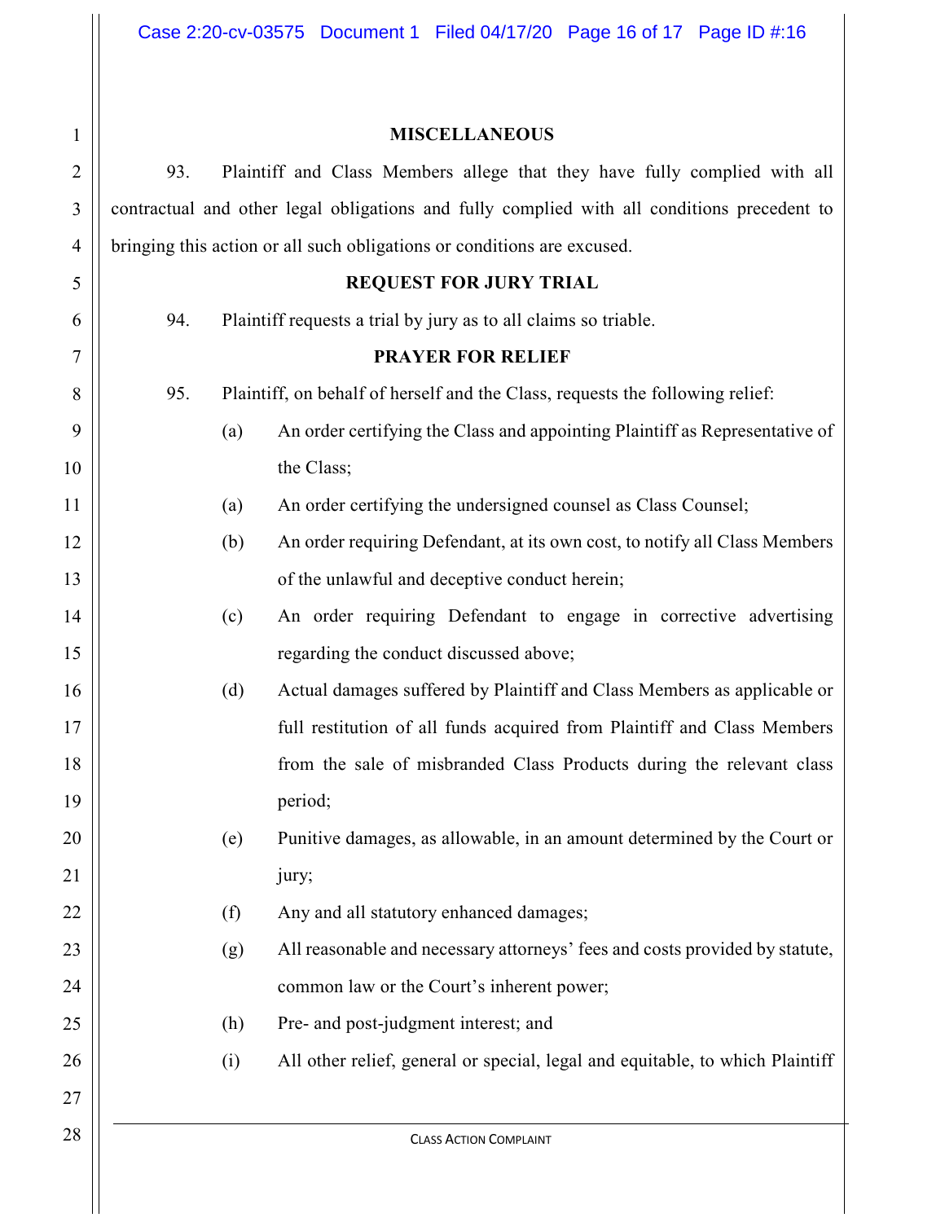**MISCELLANEOUS**

93. Plaintiff and Class Members allege that they have fully complied with all contractual and other legal obligations and fully complied with all conditions precedent to bringing this action or all such obligations or conditions are excused.

**REQUEST FOR JURY TRIAL**

94. Plaintiff requests a trial by jury as to all claims so triable.

**PRAYER FOR RELIEF**

95. Plaintiff, on behalf of herself and the Class, requests the following relief:

(a) An order certifying the Class and appointing Plaintiff as Representative of the Class;

(a) An order certifying the undersigned counsel as Class Counsel;

(b) An order requiring Defendant, at its own cost, to notify all Class Members of the unlawful and deceptive conduct herein;

(c) An order requiring Defendant to engage in corrective advertising regarding the conduct discussed above;

(d) Actual damages suffered by Plaintiff and Class Members as applicable or full restitution of all funds acquired from Plaintiff and Class Members from the sale of misbranded Class Products during the relevant class period;

(e) Punitive damages, as allowable, in an amount determined by the Court or jury;

(f) Any and all statutory enhanced damages;

(g) All reasonable and necessary attorneys' fees and costs provided by statute, common law or the Court's inherent power;

(h) Pre- and post-judgment interest; and

(i) All other relief, general or special, legal and equitable, to which Plaintiff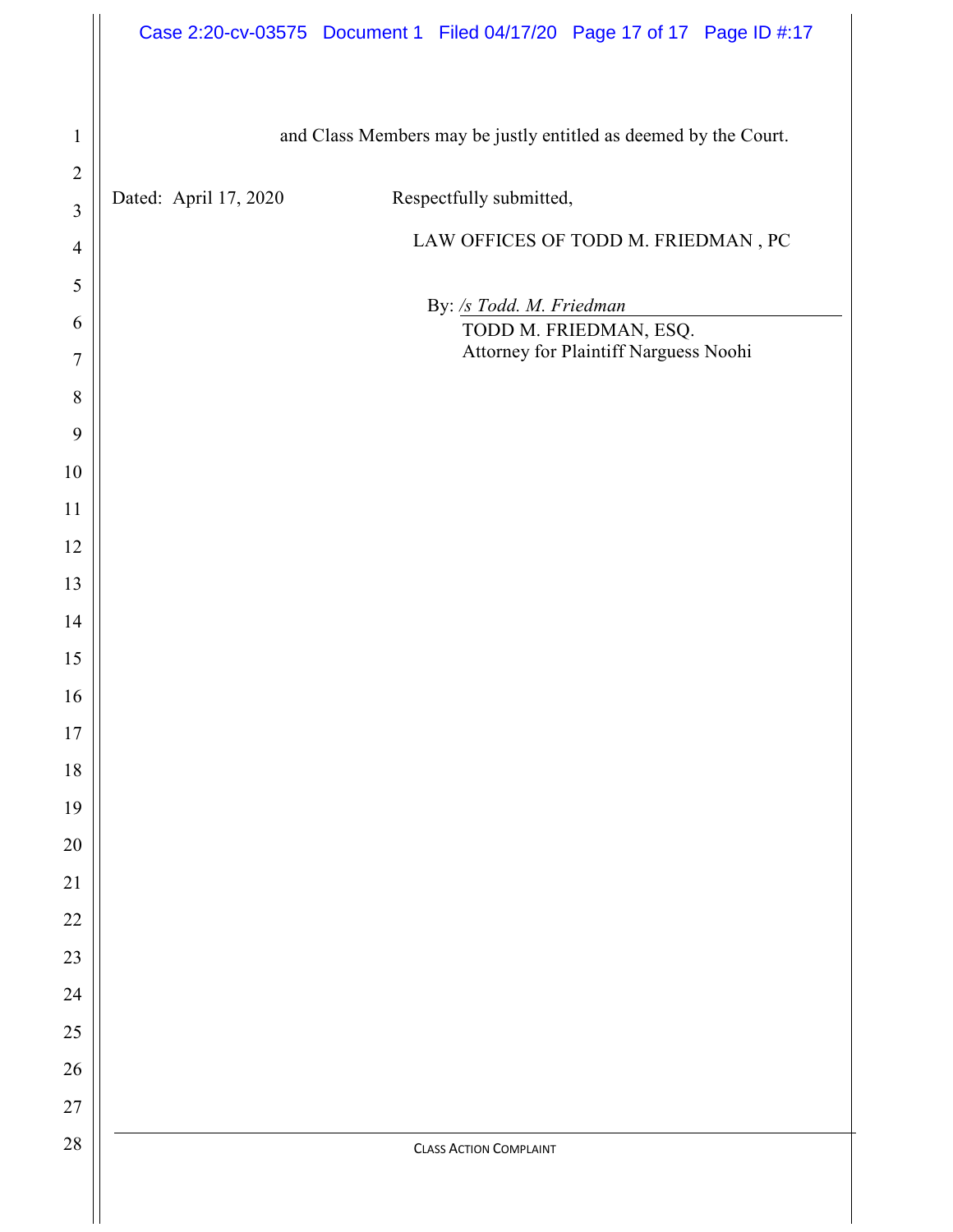and Class Members may be justly entitled as deemed by the Court.

Dated: April 17, 2020

Respectfully submitted,

LAW OFFICES OF TODD M. FRIEDMAN , PC

By: */s Todd. M. Friedman*
TODD M. FRIEDMAN, ESQ.
Attorney for Plaintiff Narguess Noohi